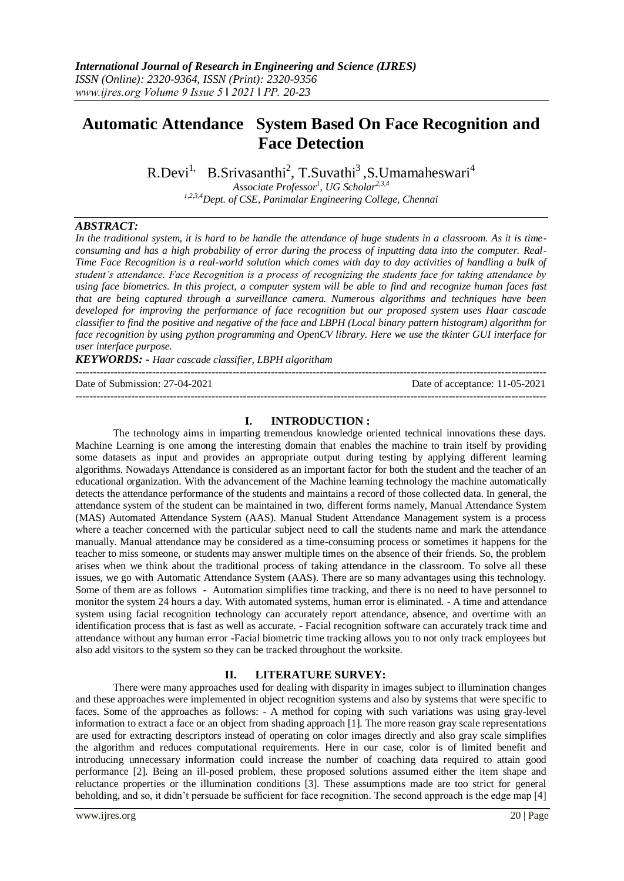# Automatic Attendance System Based On Face Recognition and Face Detection

R.Devi[1], B.Srivasanthi[2], T.Suvathi[3], S.Umamaheswari[4]

*Associate Professor[1], UG Scholar[2,3,4]*

*[1,2,3,4]Dept. of CSE, Panimalar Engineering College, Chennai*

***ABSTRACT:***

*In the traditional system, it is hard to be handle the attendance of huge students in a classroom. As it is time-consuming and has a high probability of error during the process of inputting data into the computer. Real-Time Face Recognition is a real-world solution which comes with day to day activities of handling a bulk of student's attendance. Face Recognition is a process of recognizing the students face for taking attendance by using face biometrics. In this project, a computer system will be able to find and recognize human faces fast that are being captured through a surveillance camera. Numerous algorithms and techniques have been developed for improving the performance of face recognition but our proposed system uses Haar cascade classifier to find the positive and negative of the face and LBPH (Local binary pattern histogram) algorithm for face recognition by using python programming and OpenCV library. Here we use the tkinter GUI interface for user interface purpose.*

***KEYWORDS: -*** *Haar cascade classifier, LBPH algoritham*

---

Date of Submission: 27-04-2021 Date of acceptance: 11-05-2021

---

## I. INTRODUCTION :

The technology aims in imparting tremendous knowledge oriented technical innovations these days. Machine Learning is one among the interesting domain that enables the machine to train itself by providing some datasets as input and provides an appropriate output during testing by applying different learning algorithms. Nowadays Attendance is considered as an important factor for both the student and the teacher of an educational organization. With the advancement of the Machine learning technology the machine automatically detects the attendance performance of the students and maintains a record of those collected data. In general, the attendance system of the student can be maintained in two, different forms namely, Manual Attendance System (MAS) Automated Attendance System (AAS). Manual Student Attendance Management system is a process where a teacher concerned with the particular subject need to call the students name and mark the attendance manually. Manual attendance may be considered as a time-consuming process or sometimes it happens for the teacher to miss someone, or students may answer multiple times on the absence of their friends. So, the problem arises when we think about the traditional process of taking attendance in the classroom. To solve all these issues, we go with Automatic Attendance System (AAS). There are so many advantages using this technology. Some of them are as follows - Automation simplifies time tracking, and there is no need to have personnel to monitor the system 24 hours a day. With automated systems, human error is eliminated. - A time and attendance system using facial recognition technology can accurately report attendance, absence, and overtime with an identification process that is fast as well as accurate. - Facial recognition software can accurately track time and attendance without any human error -Facial biometric time tracking allows you to not only track employees but also add visitors to the system so they can be tracked throughout the worksite.

## II. LITERATURE SURVEY:

There were many approaches used for dealing with disparity in images subject to illumination changes and these approaches were implemented in object recognition systems and also by systems that were specific to faces. Some of the approaches as follows: - A method for coping with such variations was using gray-level information to extract a face or an object from shading approach [1]. The more reason gray scale representations are used for extracting descriptors instead of operating on color images directly and also gray scale simplifies the algorithm and reduces computational requirements. Here in our case, color is of limited benefit and introducing unnecessary information could increase the number of coaching data required to attain good performance [2]. Being an ill-posed problem, these proposed solutions assumed either the item shape and reluctance properties or the illumination conditions [3]. These assumptions made are too strict for general beholding, and so, it didn't persuade be sufficient for face recognition. The second approach is the edge map [4]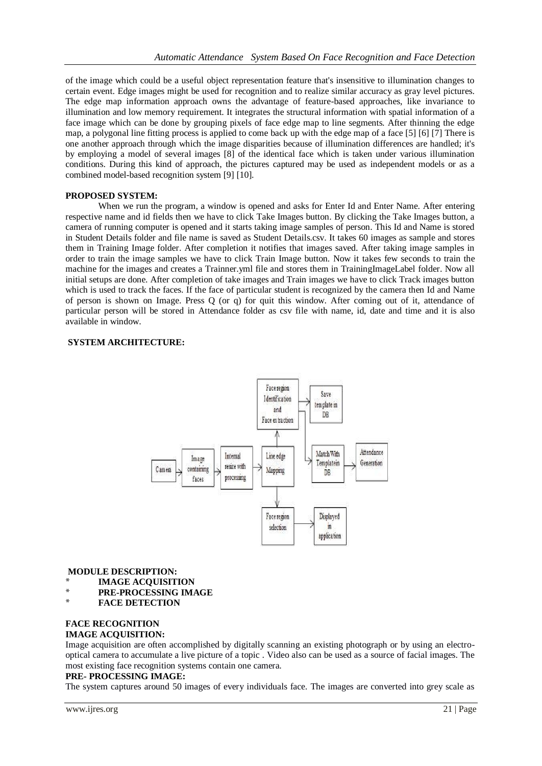of the image which could be a useful object representation feature that's insensitive to illumination changes to certain event. Edge images might be used for recognition and to realize similar accuracy as gray level pictures. The edge map information approach owns the advantage of feature-based approaches, like invariance to illumination and low memory requirement. It integrates the structural information with spatial information of a face image which can be done by grouping pixels of face edge map to line segments. After thinning the edge map, a polygonal line fitting process is applied to come back up with the edge map of a face [5] [6] [7] There is one another approach through which the image disparities because of illumination differences are handled; it's by employing a model of several images [8] of the identical face which is taken under various illumination conditions. During this kind of approach, the pictures captured may be used as independent models or as a combined model-based recognition system [9] [10].

**PROPOSED SYSTEM:**

When we run the program, a window is opened and asks for Enter Id and Enter Name. After entering respective name and id fields then we have to click Take Images button. By clicking the Take Images button, a camera of running computer is opened and it starts taking image samples of person. This Id and Name is stored in Student Details folder and file name is saved as Student Details.csv. It takes 60 images as sample and stores them in Training Image folder. After completion it notifies that images saved. After taking image samples in order to train the image samples we have to click Train Image button. Now it takes few seconds to train the machine for the images and creates a Trainner.yml file and stores them in TrainingImageLabel folder. Now all initial setups are done. After completion of take images and Train images we have to click Track images button which is used to track the faces. If the face of particular student is recognized by the camera then Id and Name of person is shown on Image. Press Q (or q) for quit this window. After coming out of it, attendance of particular person will be stored in Attendance folder as csv file with name, id, date and time and it is also available in window.

**SYSTEM ARCHITECTURE:**

Camera → Image containing faces → Internal resize with processing → Line edge Mapping → Face region Identification and Face extraction → Save template in DB; Match With Template in DB → Attendance Generation; Line edge Mapping → Face region selection → Displayed in application

**MODULE DESCRIPTION:**

* **IMAGE ACQUISITION**
* **PRE-PROCESSING IMAGE**
* **FACE DETECTION**

**FACE RECOGNITION**

**IMAGE ACQUISITION:**

Image acquisition are often accomplished by digitally scanning an existing photograph or by using an electro-optical camera to accumulate a live picture of a topic . Video also can be used as a source of facial images. The most existing face recognition systems contain one camera.

**PRE- PROCESSING IMAGE:**

The system captures around 50 images of every individuals face. The images are converted into grey scale as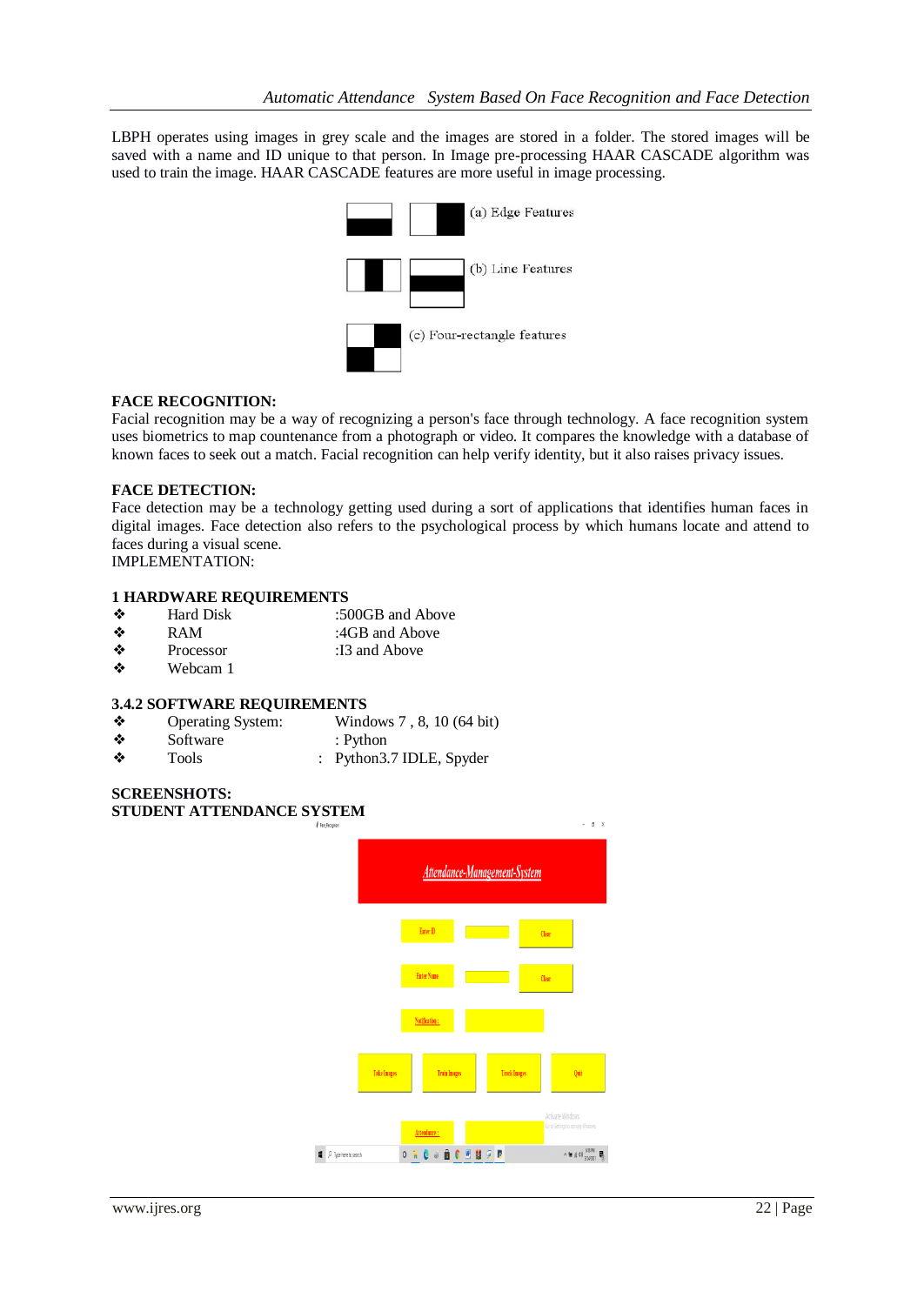LBPH operates using images in grey scale and the images are stored in a folder. The stored images will be saved with a name and ID unique to that person. In Image pre-processing HAAR CASCADE algorithm was used to train the image. HAAR CASCADE features are more useful in image processing.

(a) Edge Features

(b) Line Features

(c) Four-rectangle features

**FACE RECOGNITION:**

Facial recognition may be a way of recognizing a person's face through technology. A face recognition system uses biometrics to map countenance from a photograph or video. It compares the knowledge with a database of known faces to seek out a match. Facial recognition can help verify identity, but it also raises privacy issues.

**FACE DETECTION:**

Face detection may be a technology getting used during a sort of applications that identifies human faces in digital images. Face detection also refers to the psychological process by which humans locate and attend to faces during a visual scene.

IMPLEMENTATION:

**1 HARDWARE REQUIREMENTS**

- Hard Disk :500GB and Above
- RAM :4GB and Above
- Processor :I3 and Above
- Webcam 1

**3.4.2 SOFTWARE REQUIREMENTS**

- Operating System: Windows 7 , 8, 10 (64 bit)
- Software : Python
- Tools : Python3.7 IDLE, Spyder

**SCREENSHOTS:**

**STUDENT ATTENDANCE SYSTEM**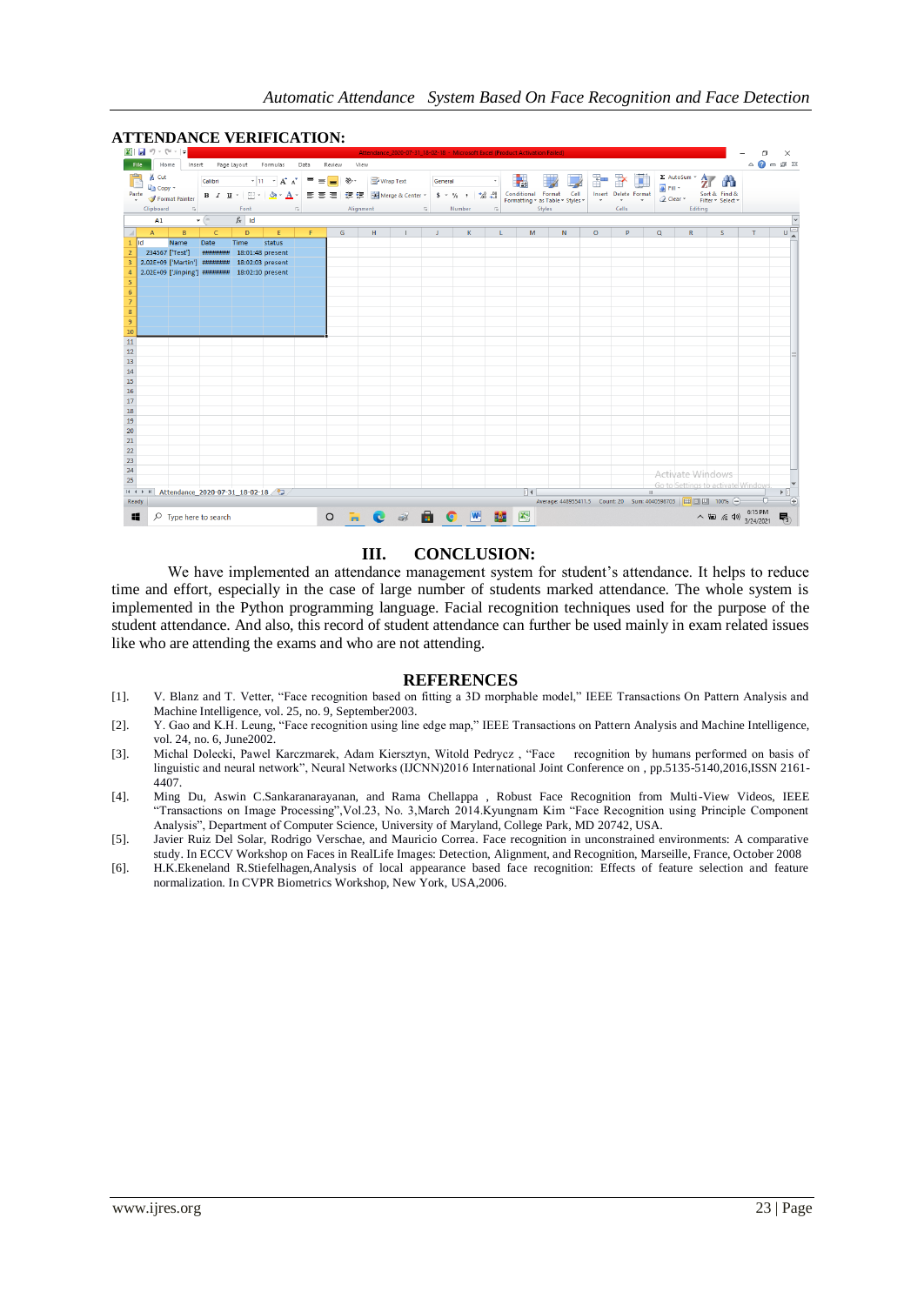## ATTENDANCE VERIFICATION:

## III. CONCLUSION:

We have implemented an attendance management system for student's attendance. It helps to reduce time and effort, especially in the case of large number of students marked attendance. The whole system is implemented in the Python programming language. Facial recognition techniques used for the purpose of the student attendance. And also, this record of student attendance can further be used mainly in exam related issues like who are attending the exams and who are not attending.

## REFERENCES

[1]. V. Blanz and T. Vetter, "Face recognition based on fitting a 3D morphable model," IEEE Transactions On Pattern Analysis and Machine Intelligence, vol. 25, no. 9, September2003.

[2]. Y. Gao and K.H. Leung, "Face recognition using line edge map," IEEE Transactions on Pattern Analysis and Machine Intelligence, vol. 24, no. 6, June2002.

[3]. Michal Dolecki, Pawel Karczmarek, Adam Kiersztyn, Witold Pedrycz , "Face recognition by humans performed on basis of linguistic and neural network", Neural Networks (IJCNN)2016 International Joint Conference on , pp.5135-5140,2016,ISSN 2161-4407.

[4]. Ming Du, Aswin C.Sankaranarayanan, and Rama Chellappa , Robust Face Recognition from Multi-View Videos, IEEE "Transactions on Image Processing",Vol.23, No. 3,March 2014.Kyungnam Kim "Face Recognition using Principle Component Analysis", Department of Computer Science, University of Maryland, College Park, MD 20742, USA.

[5]. Javier Ruiz Del Solar, Rodrigo Verschae, and Mauricio Correa. Face recognition in unconstrained environments: A comparative study. In ECCV Workshop on Faces in RealLife Images: Detection, Alignment, and Recognition, Marseille, France, October 2008

[6]. H.K.Ekeneland R.Stiefelhagen,Analysis of local appearance based face recognition: Effects of feature selection and feature normalization. In CVPR Biometrics Workshop, New York, USA,2006.